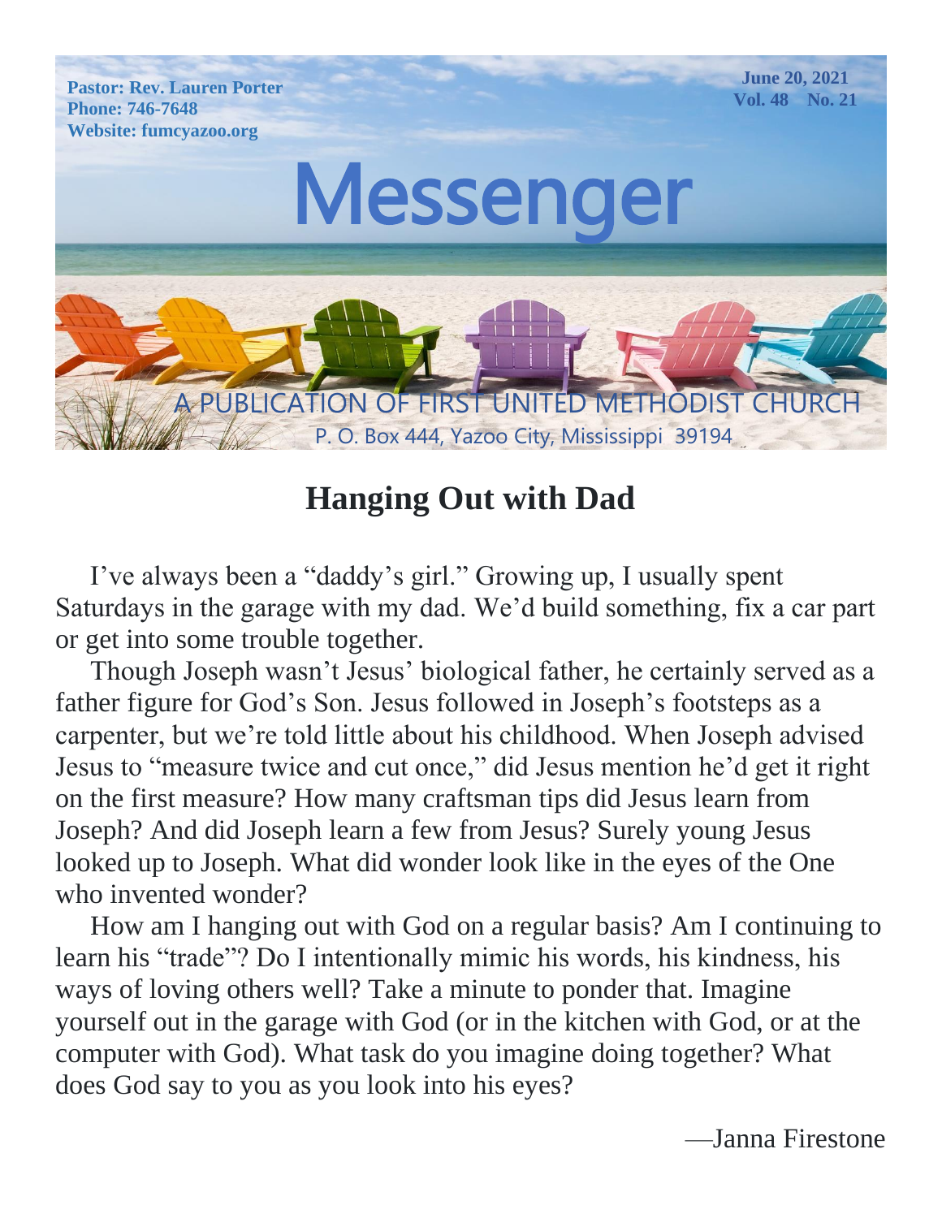**Pastor: Rev. Lauren Porter**
**Phone: 746-7648**
**Website: fumcyazoo.org**

**June 20, 2021**
**Vol. 48 No. 21**

# Messenger

A PUBLICATION OF FIRST UNITED METHODIST CHURCH
P. O. Box 444, Yazoo City, Mississippi 39194

## Hanging Out with Dad

I've always been a "daddy's girl." Growing up, I usually spent Saturdays in the garage with my dad. We'd build something, fix a car part or get into some trouble together.

Though Joseph wasn't Jesus' biological father, he certainly served as a father figure for God's Son. Jesus followed in Joseph's footsteps as a carpenter, but we're told little about his childhood. When Joseph advised Jesus to "measure twice and cut once," did Jesus mention he'd get it right on the first measure? How many craftsman tips did Jesus learn from Joseph? And did Joseph learn a few from Jesus? Surely young Jesus looked up to Joseph. What did wonder look like in the eyes of the One who invented wonder?

How am I hanging out with God on a regular basis? Am I continuing to learn his "trade"? Do I intentionally mimic his words, his kindness, his ways of loving others well? Take a minute to ponder that. Imagine yourself out in the garage with God (or in the kitchen with God, or at the computer with God). What task do you imagine doing together? What does God say to you as you look into his eyes?

—Janna Firestone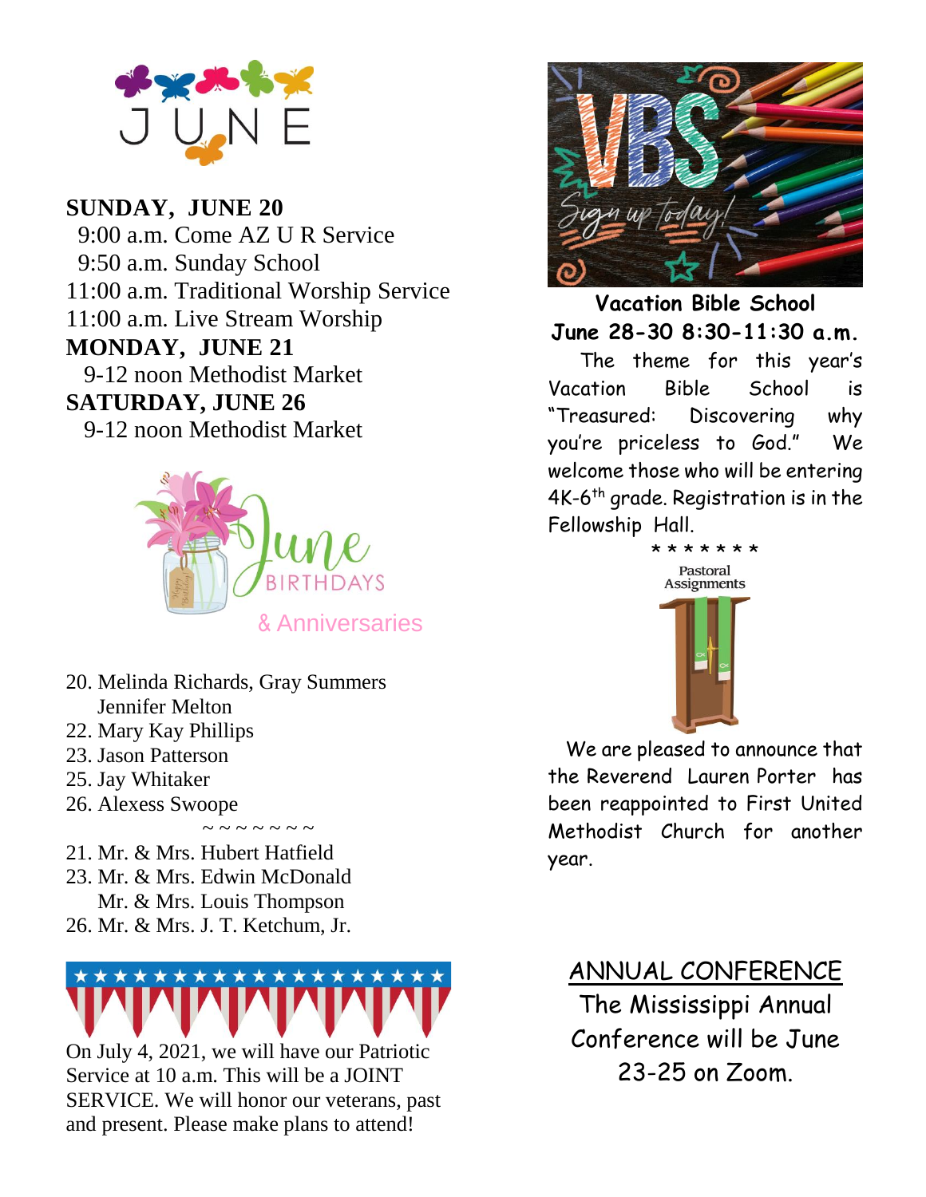# JUNE

**SUNDAY, JUNE 20**

9:00 a.m. Come AZ U R Service
9:50 a.m. Sunday School
11:00 a.m. Traditional Worship Service
11:00 a.m. Live Stream Worship

**MONDAY, JUNE 21**

9-12 noon Methodist Market

**SATURDAY, JUNE 26**

9-12 noon Methodist Market

## June BIRTHDAYS & Anniversaries

20. Melinda Richards, Gray Summers
    Jennifer Melton
22. Mary Kay Phillips
23. Jason Patterson
25. Jay Whitaker
26. Alexess Swoope

~ ~ ~ ~ ~ ~ ~

21. Mr. & Mrs. Hubert Hatfield
23. Mr. & Mrs. Edwin McDonald
    Mr. & Mrs. Louis Thompson
26. Mr. & Mrs. J. T. Ketchum, Jr.

On July 4, 2021, we will have our Patriotic Service at 10 a.m. This will be a JOINT SERVICE. We will honor our veterans, past and present. Please make plans to attend!

**VBS Sign up today!**

**Vacation Bible School**
**June 28-30 8:30-11:30 a.m.**

The theme for this year's Vacation Bible School is "Treasured: Discovering why you're priceless to God." We welcome those who will be entering 4K-6th grade. Registration is in the Fellowship Hall.

\* \* \* \* \* \* \*

**Pastoral Assignments**

We are pleased to announce that the Reverend Lauren Porter has been reappointed to First United Methodist Church for another year.

## ANNUAL CONFERENCE

The Mississippi Annual Conference will be June 23-25 on Zoom.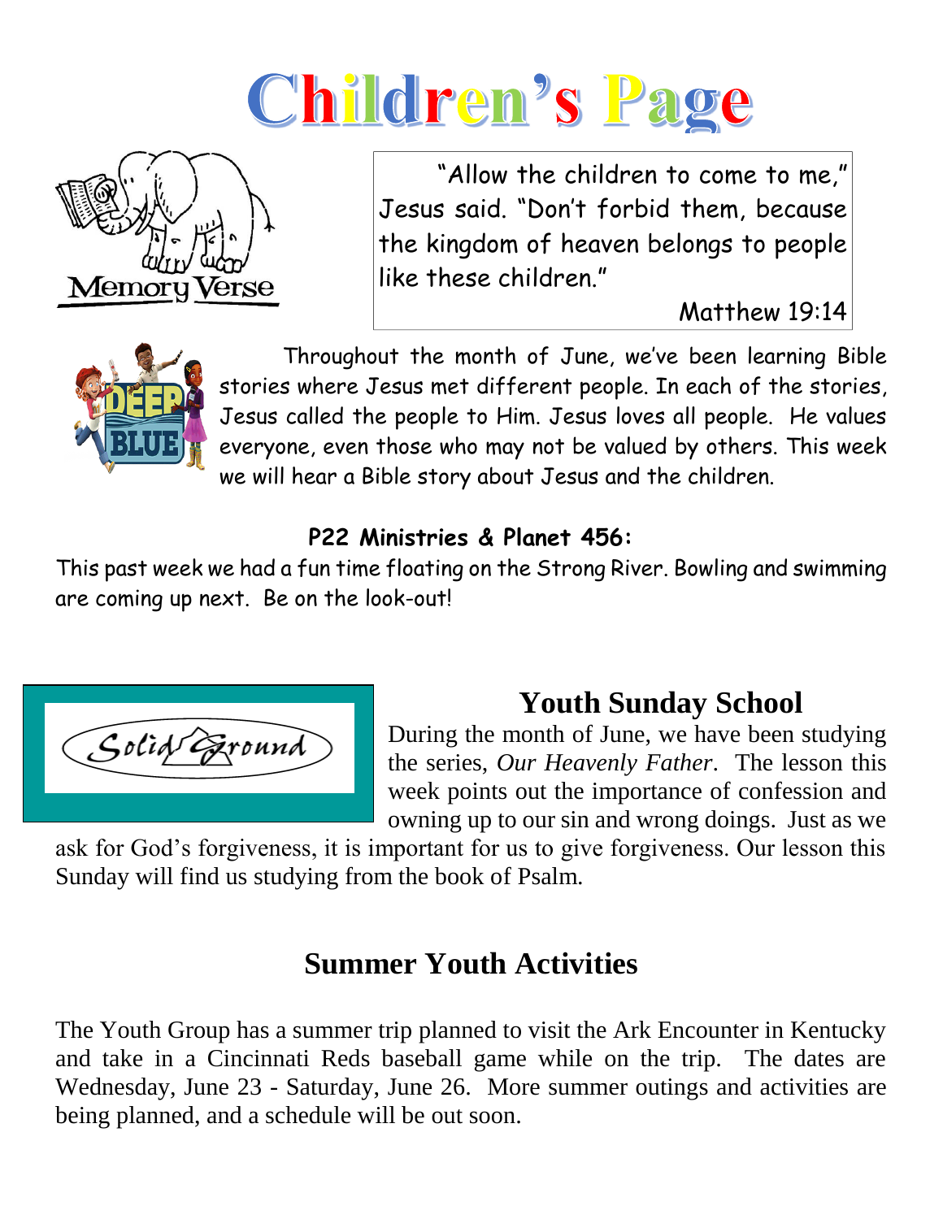# Children's Page

Memory Verse

"Allow the children to come to me," Jesus said. "Don't forbid them, because the kingdom of heaven belongs to people like these children."

Matthew 19:14

Throughout the month of June, we've been learning Bible stories where Jesus met different people. In each of the stories, Jesus called the people to Him. Jesus loves all people. He values everyone, even those who may not be valued by others. This week we will hear a Bible story about Jesus and the children.

**P22 Ministries & Planet 456:**

This past week we had a fun time floating on the Strong River. Bowling and swimming are coming up next. Be on the look-out!

## Youth Sunday School

During the month of June, we have been studying the series, *Our Heavenly Father*. The lesson this week points out the importance of confession and owning up to our sin and wrong doings. Just as we ask for God's forgiveness, it is important for us to give forgiveness. Our lesson this Sunday will find us studying from the book of Psalm.

## Summer Youth Activities

The Youth Group has a summer trip planned to visit the Ark Encounter in Kentucky and take in a Cincinnati Reds baseball game while on the trip. The dates are Wednesday, June 23 - Saturday, June 26. More summer outings and activities are being planned, and a schedule will be out soon.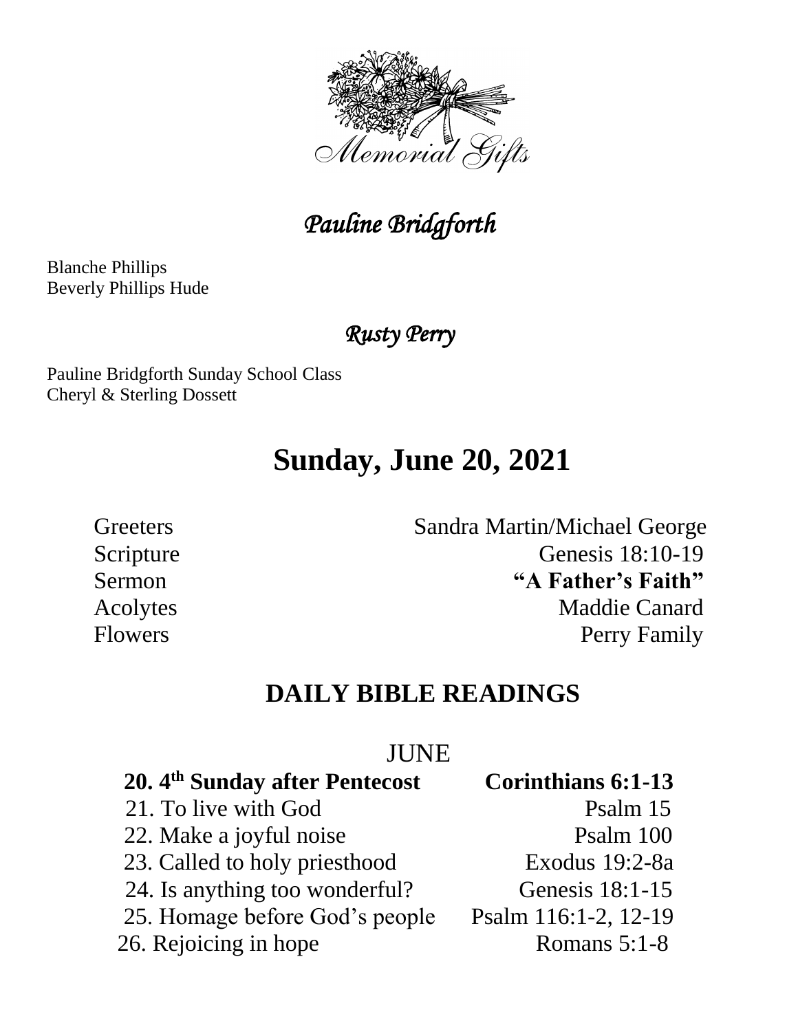*Memorial Gifts*

## *Pauline Bridgforth*

Blanche Phillips
Beverly Phillips Hude

## *Rusty Perry*

Pauline Bridgforth Sunday School Class
Cheryl & Sterling Dossett

# Sunday, June 20, 2021

| | |
|---|---|
| Greeters | Sandra Martin/Michael George |
| Scripture | Genesis 18:10-19 |
| Sermon | **"A Father's Faith"** |
| Acolytes | Maddie Canard |
| Flowers | Perry Family |

## DAILY BIBLE READINGS

### JUNE

| | |
|---|---|
| **20. 4th Sunday after Pentecost** | **Corinthians 6:1-13** |
| 21. To live with God | Psalm 15 |
| 22. Make a joyful noise | Psalm 100 |
| 23. Called to holy priesthood | Exodus 19:2-8a |
| 24. Is anything too wonderful? | Genesis 18:1-15 |
| 25. Homage before God's people | Psalm 116:1-2, 12-19 |
| 26. Rejoicing in hope | Romans 5:1-8 |